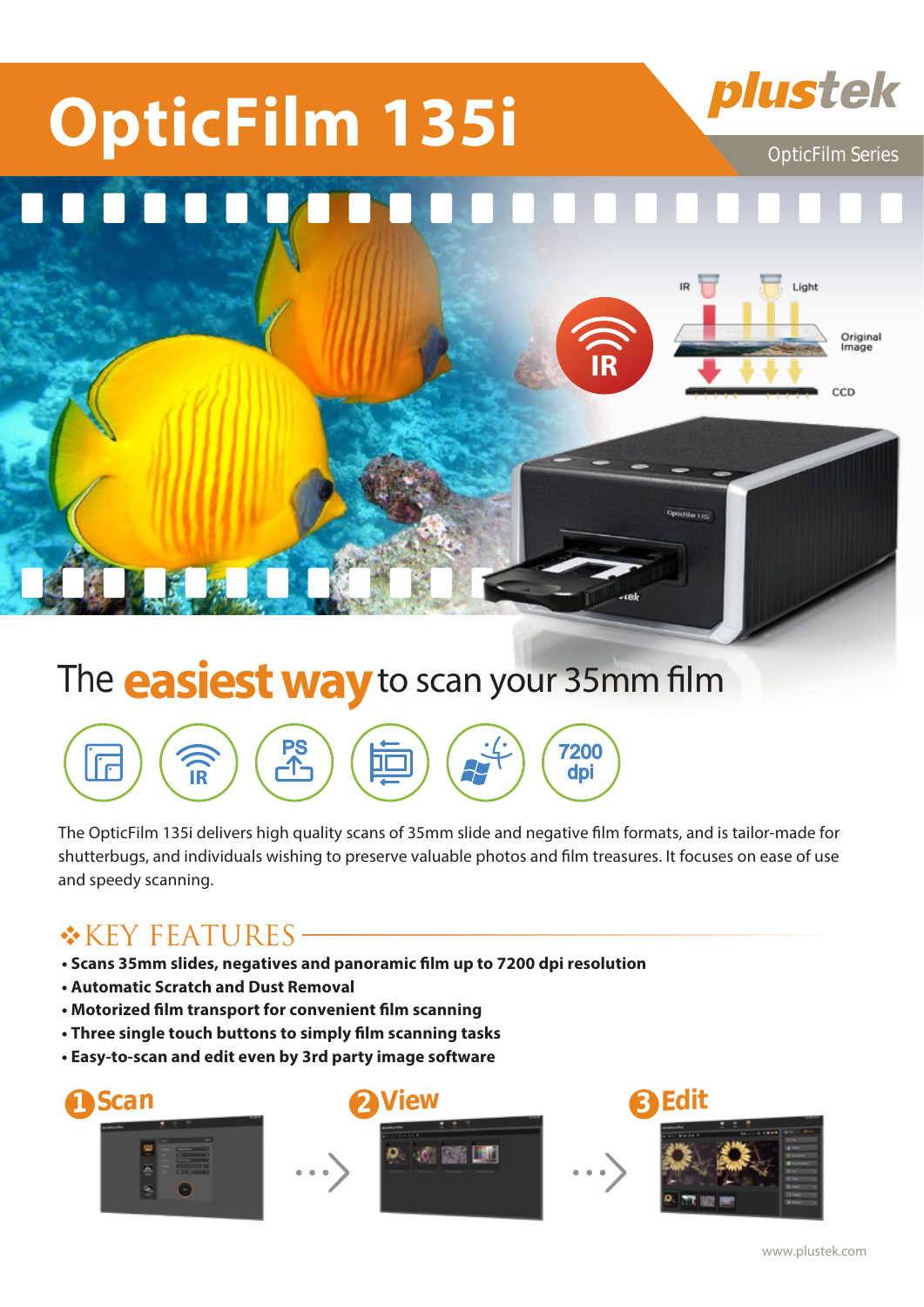# OpticFilm 135i

plustek

OpticFilm Series

## The easiest way to scan your 35mm film

The OpticFilm 135i delivers high quality scans of 35mm slide and negative film formats, and is tailor-made for shutterbugs, and individuals wishing to preserve valuable photos and film treasures. It focuses on ease of use and speedy scanning.

## KEY FEATURES

- **Scans 35mm slides, negatives and panoramic film up to 7200 dpi resolution**
- **Automatic Scratch and Dust Removal**
- **Motorized film transport for convenient film scanning**
- **Three single touch buttons to simply film scanning tasks**
- **Easy-to-scan and edit even by 3rd party image software**

1 Scan → 2 View → 3 Edit

www.plustek.com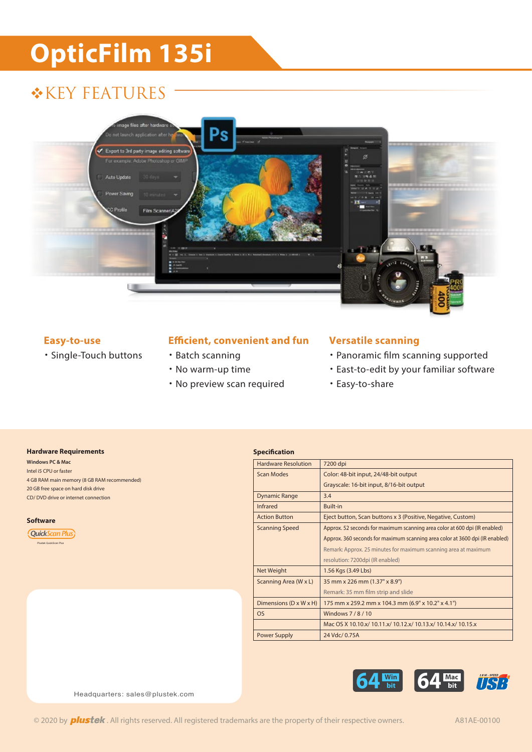# OpticFilm 135i

## ❖KEY FEATURES

### Easy-to-use

- Single-Touch buttons

### Efficient, convenient and fun

- Batch scanning
- No warm-up time
- No preview scan required

### Versatile scanning

- Panoramic film scanning supported
- East-to-edit by your familiar software
- Easy-to-share

**Hardware Requirements**

**Windows PC & Mac**

Intel i5 CPU or faster

4 GB RAM main memory (8 GB RAM recommended)

20 GB free space on hard disk drive

CD/ DVD drive or internet connection

**Software**

QuickScan Plus

Plustek QuickScan Plus

**Specification**

| | |
|---|---|
| Hardware Resolution | 7200 dpi |
| Scan Modes | Color: 48-bit input, 24/48-bit output<br>Grayscale: 16-bit input, 8/16-bit output |
| Dynamic Range | 3.4 |
| Infrared | Built-in |
| Action Button | Eject button, Scan buttons x 3 (Positive, Negative, Custom) |
| Scanning Speed | Approx. 52 seconds for maximum scanning area color at 600 dpi (IR enabled)<br>Approx. 360 seconds for maximum scanning area color at 3600 dpi (IR enabled)<br>Remark: Approx. 25 minutes for maximum scanning area at maximum resolution: 7200dpi (IR enabled) |
| Net Weight | 1.56 Kgs (3.49 Lbs) |
| Scanning Area (W x L) | 35 mm x 226 mm (1.37" x 8.9")<br>Remark: 35 mm film strip and slide |
| Dimensions (D x W x H) | 175 mm x 259.2 mm x 104.3 mm (6.9" x 10.2" x 4.1") |
| OS | Windows 7 / 8 / 10 |
| | Mac OS X 10.10.x/ 10.11.x/ 10.12.x/ 10.13.x/ 10.14.x/ 10.15.x |
| Power Supply | 24 Vdc/ 0.75A |

64 bit Win 64 bit Mac USB

Headquarters: sales@plustek.com

© 2020 by plustek. All rights reserved. All registered trademarks are the property of their respective owners. A81AE-00100